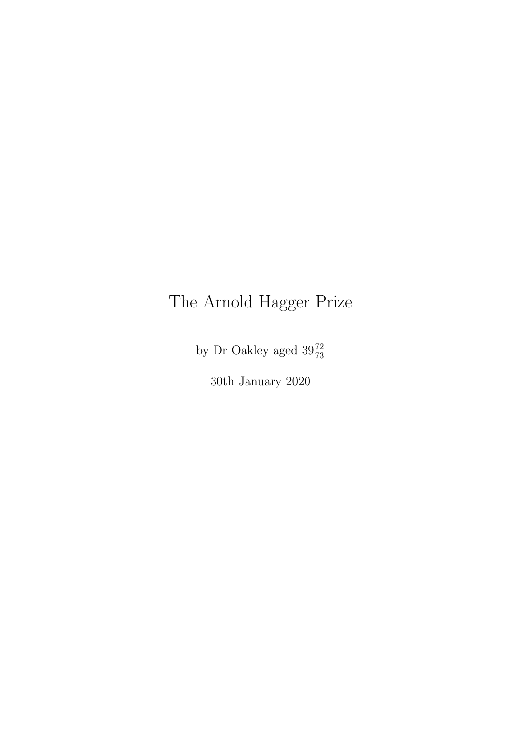# The Arnold Hagger Prize

by Dr Oakley aged $39\frac{72}{73}$

30th January 2020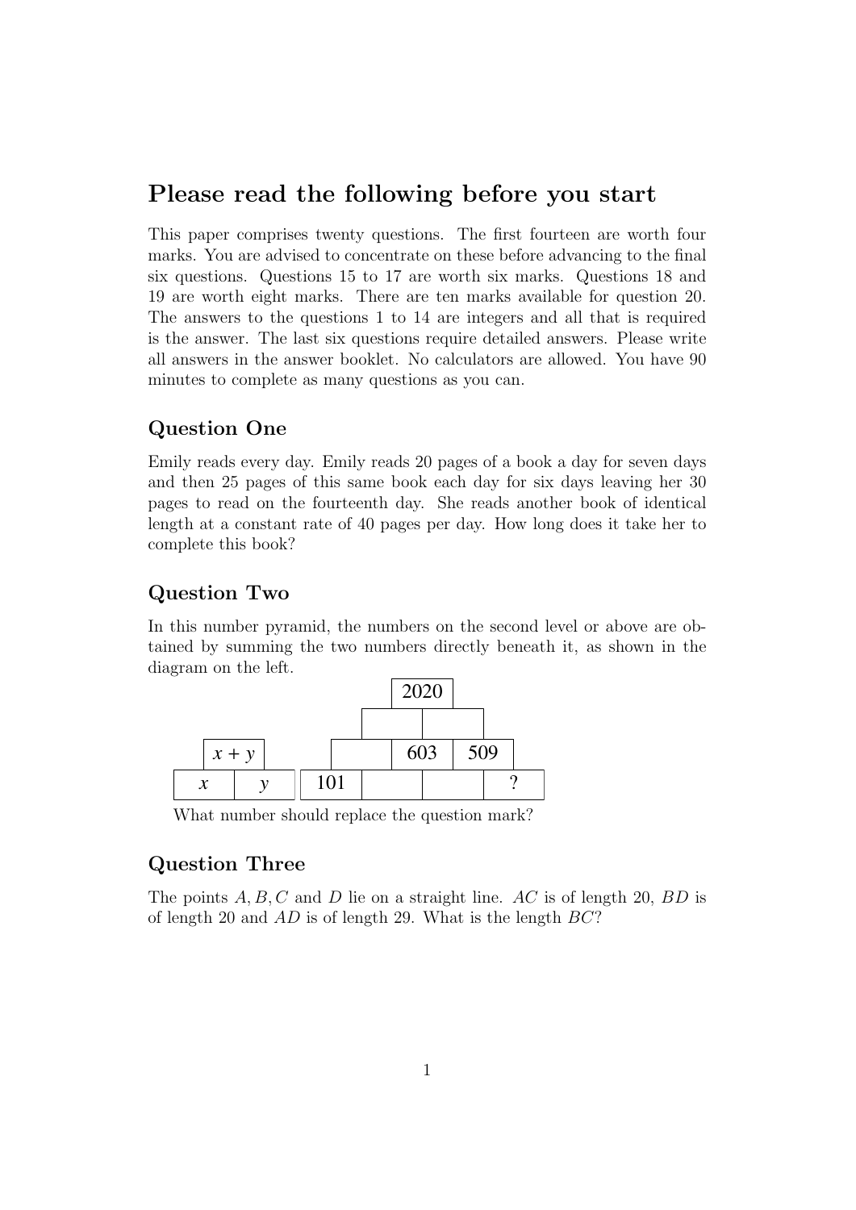## Please read the following before you start

This paper comprises twenty questions. The first fourteen are worth four marks. You are advised to concentrate on these before advancing to the final six questions. Questions 15 to 17 are worth six marks. Questions 18 and 19 are worth eight marks. There are ten marks available for question 20. The answers to the questions 1 to 14 are integers and all that is required is the answer. The last six questions require detailed answers. Please write all answers in the answer booklet. No calculators are allowed. You have 90 minutes to complete as many questions as you can.

### Question One

Emily reads every day. Emily reads 20 pages of a book a day for seven days and then 25 pages of this same book each day for six days leaving her 30 pages to read on the fourteenth day. She reads another book of identical length at a constant rate of 40 pages per day. How long does it take her to complete this book?

### Question Two

In this number pyramid, the numbers on the second level or above are obtained by summing the two numbers directly beneath it, as shown in the diagram on the left.

$x + y$

$x$ $y$

2020

(blank) (blank)

(blank) 603 509

101 (blank) (blank) ?

What number should replace the question mark?

### Question Three

The points $A, B, C$ and $D$ lie on a straight line. $AC$ is of length 20, $BD$ is of length 20 and $AD$ is of length 29. What is the length $BC$?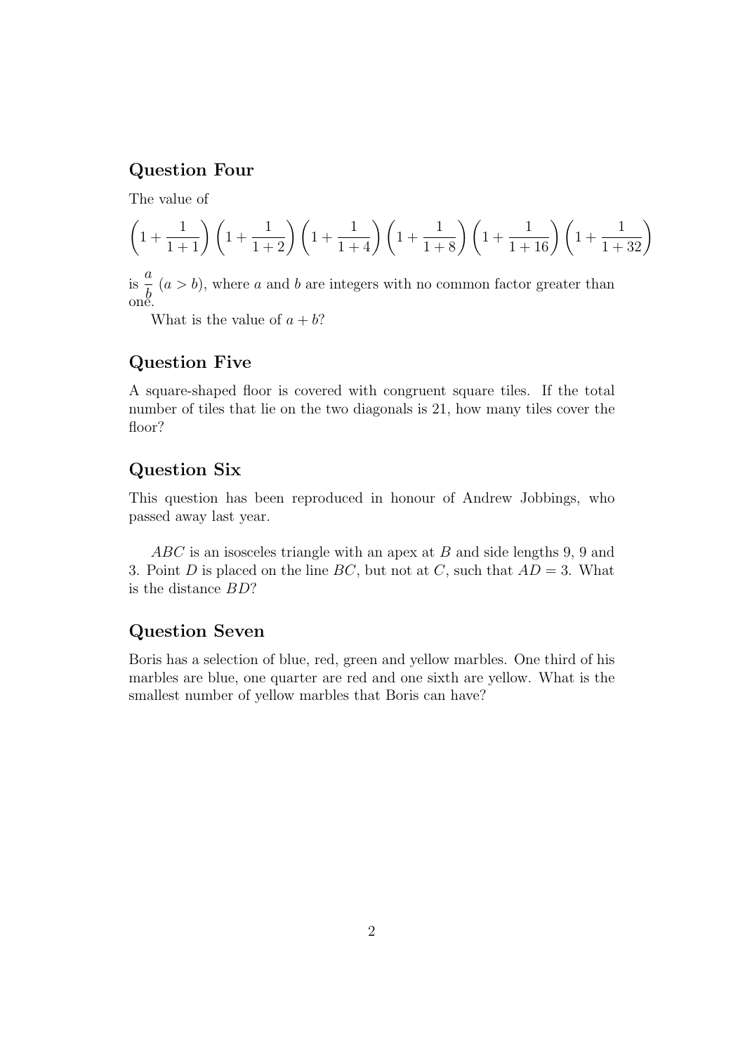## Question Four

The value of

$$\left(1+\frac{1}{1+1}\right)\left(1+\frac{1}{1+2}\right)\left(1+\frac{1}{1+4}\right)\left(1+\frac{1}{1+8}\right)\left(1+\frac{1}{1+16}\right)\left(1+\frac{1}{1+32}\right)$$

is $\frac{a}{b}$ $(a > b)$, where $a$ and $b$ are integers with no common factor greater than one.

What is the value of $a + b$?

## Question Five

A square-shaped floor is covered with congruent square tiles. If the total number of tiles that lie on the two diagonals is 21, how many tiles cover the floor?

## Question Six

This question has been reproduced in honour of Andrew Jobbings, who passed away last year.

$ABC$ is an isosceles triangle with an apex at $B$ and side lengths 9, 9 and 3. Point $D$ is placed on the line $BC$, but not at $C$, such that $AD = 3$. What is the distance $BD$?

## Question Seven

Boris has a selection of blue, red, green and yellow marbles. One third of his marbles are blue, one quarter are red and one sixth are yellow. What is the smallest number of yellow marbles that Boris can have?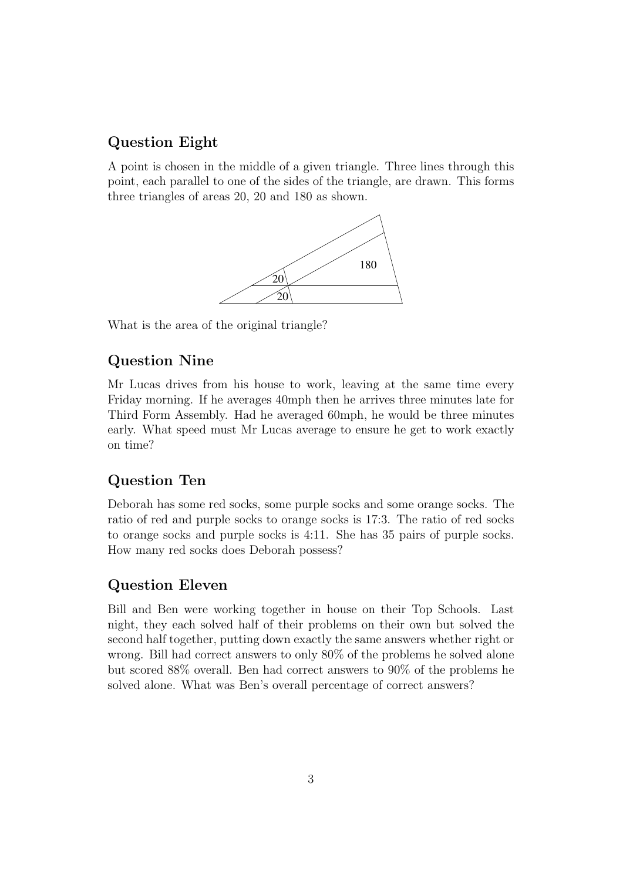## Question Eight

A point is chosen in the middle of a given triangle. Three lines through this point, each parallel to one of the sides of the triangle, are drawn. This forms three triangles of areas 20, 20 and 180 as shown.

20

20

180

What is the area of the original triangle?

## Question Nine

Mr Lucas drives from his house to work, leaving at the same time every Friday morning. If he averages 40mph then he arrives three minutes late for Third Form Assembly. Had he averaged 60mph, he would be three minutes early. What speed must Mr Lucas average to ensure he get to work exactly on time?

## Question Ten

Deborah has some red socks, some purple socks and some orange socks. The ratio of red and purple socks to orange socks is 17:3. The ratio of red socks to orange socks and purple socks is 4:11. She has 35 pairs of purple socks. How many red socks does Deborah possess?

## Question Eleven

Bill and Ben were working together in house on their Top Schools. Last night, they each solved half of their problems on their own but solved the second half together, putting down exactly the same answers whether right or wrong. Bill had correct answers to only 80% of the problems he solved alone but scored 88% overall. Ben had correct answers to 90% of the problems he solved alone. What was Ben's overall percentage of correct answers?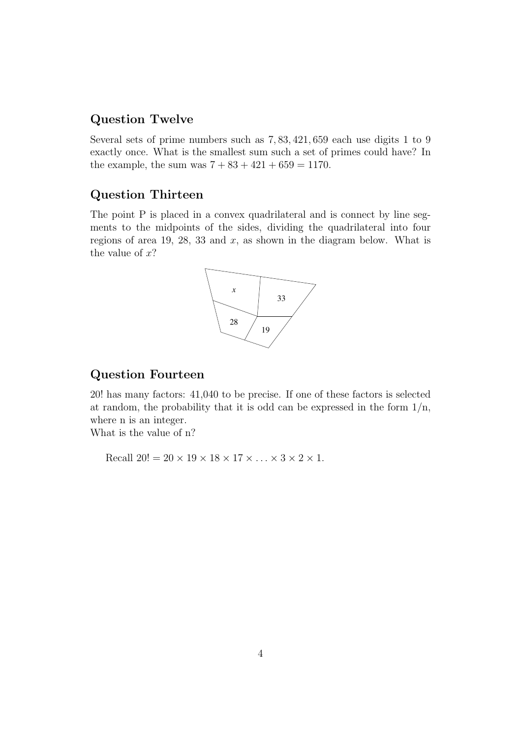## Question Twelve

Several sets of prime numbers such as $7, 83, 421, 659$ each use digits 1 to 9 exactly once. What is the smallest sum such a set of primes could have? In the example, the sum was $7 + 83 + 421 + 659 = 1170$.

## Question Thirteen

The point P is placed in a convex quadrilateral and is connect by line segments to the midpoints of the sides, dividing the quadrilateral into four regions of area 19, 28, 33 and $x$, as shown in the diagram below. What is the value of $x$?

## Question Fourteen

20! has many factors: 41,040 to be precise. If one of these factors is selected at random, the probability that it is odd can be expressed in the form 1/n, where n is an integer.
What is the value of n?

Recall $20! = 20 \times 19 \times 18 \times 17 \times \ldots \times 3 \times 2 \times 1$.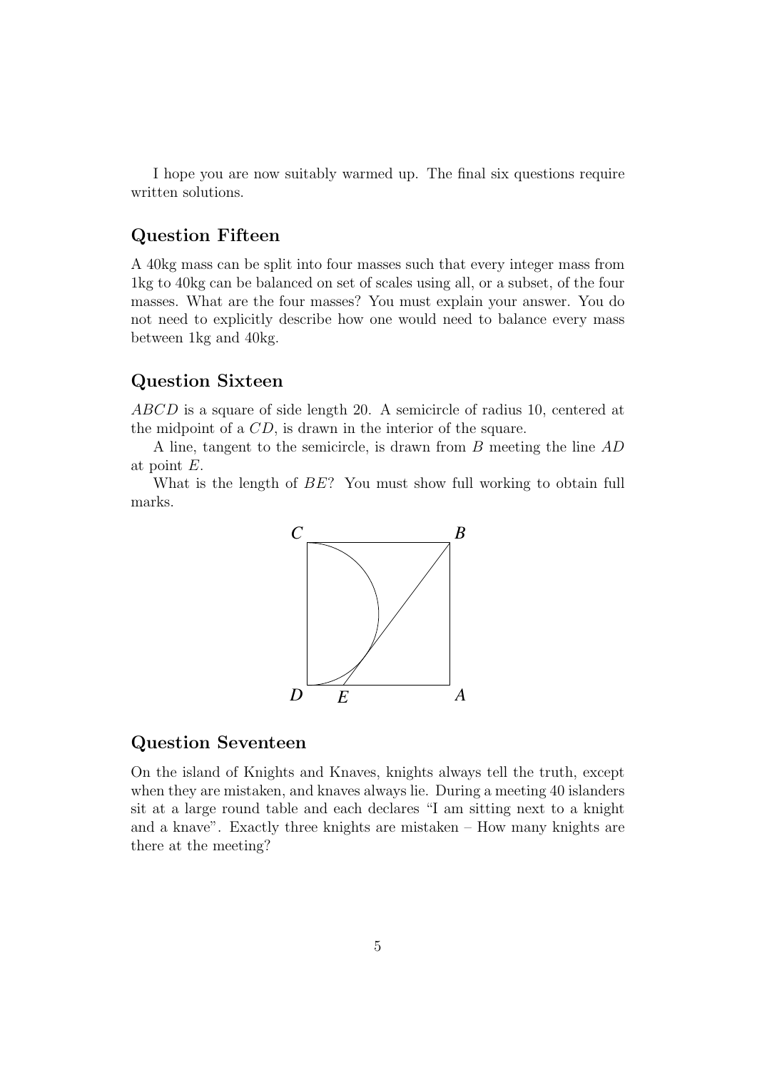I hope you are now suitably warmed up. The final six questions require written solutions.

## Question Fifteen

A 40kg mass can be split into four masses such that every integer mass from 1kg to 40kg can be balanced on set of scales using all, or a subset, of the four masses. What are the four masses? You must explain your answer. You do not need to explicitly describe how one would need to balance every mass between 1kg and 40kg.

## Question Sixteen

$ABCD$ is a square of side length 20. A semicircle of radius 10, centered at the midpoint of a $CD$, is drawn in the interior of the square.

A line, tangent to the semicircle, is drawn from $B$ meeting the line $AD$ at point $E$.

What is the length of $BE$? You must show full working to obtain full marks.

C
B
D
E
A

## Question Seventeen

On the island of Knights and Knaves, knights always tell the truth, except when they are mistaken, and knaves always lie. During a meeting 40 islanders sit at a large round table and each declares "I am sitting next to a knight and a knave". Exactly three knights are mistaken – How many knights are there at the meeting?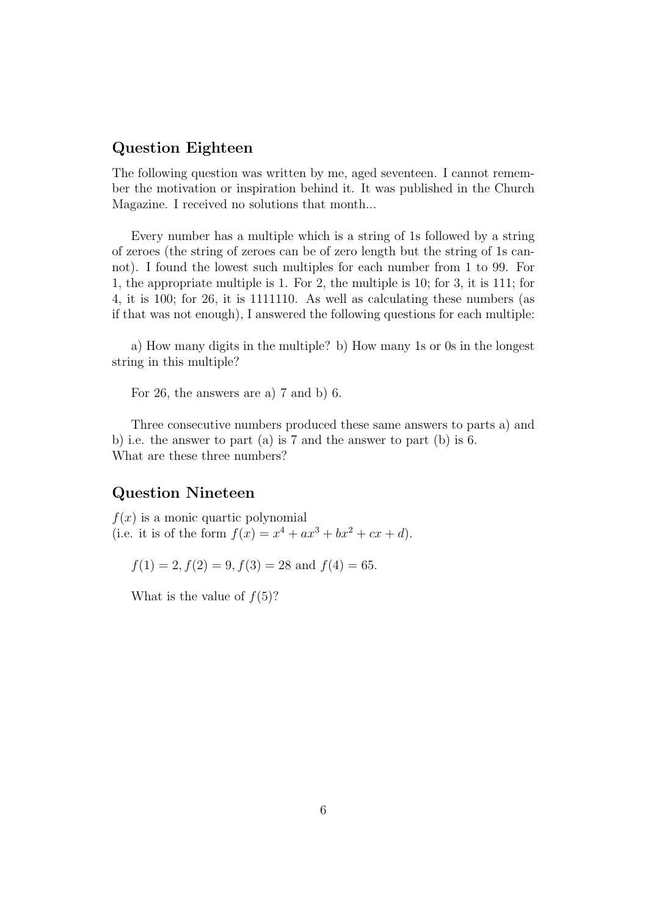## Question Eighteen

The following question was written by me, aged seventeen. I cannot remember the motivation or inspiration behind it. It was published in the Church Magazine. I received no solutions that month...

Every number has a multiple which is a string of 1s followed by a string of zeroes (the string of zeroes can be of zero length but the string of 1s cannot). I found the lowest such multiples for each number from 1 to 99. For 1, the appropriate multiple is 1. For 2, the multiple is 10; for 3, it is 111; for 4, it is 100; for 26, it is 1111110. As well as calculating these numbers (as if that was not enough), I answered the following questions for each multiple:

a) How many digits in the multiple? b) How many 1s or 0s in the longest string in this multiple?

For 26, the answers are a) 7 and b) 6.

Three consecutive numbers produced these same answers to parts a) and b) i.e. the answer to part (a) is 7 and the answer to part (b) is 6.
What are these three numbers?

## Question Nineteen

$f(x)$ is a monic quartic polynomial
(i.e. it is of the form $f(x) = x^4 + ax^3 + bx^2 + cx + d$).

$f(1) = 2, f(2) = 9, f(3) = 28$ and $f(4) = 65$.

What is the value of $f(5)$?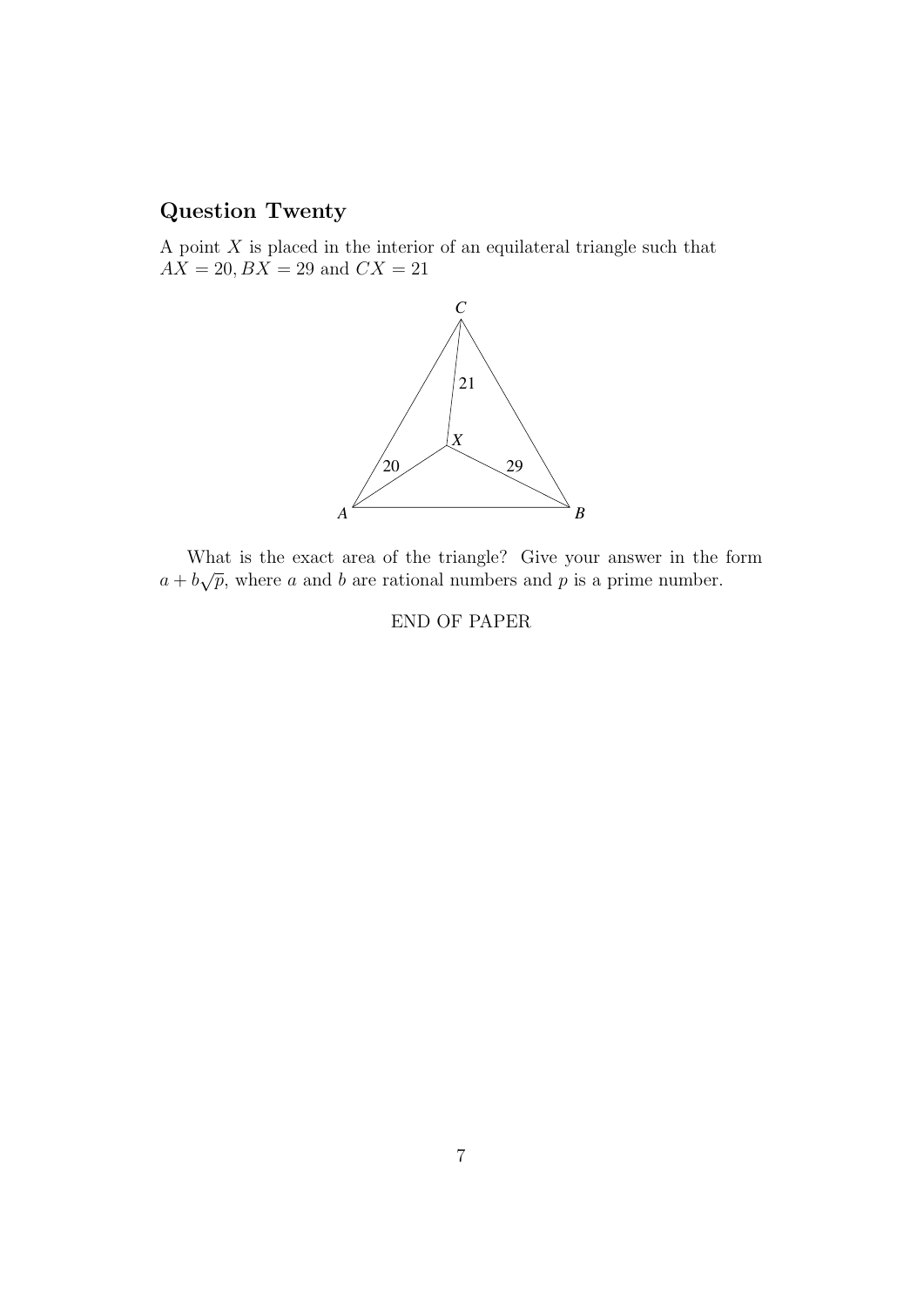## Question Twenty

A point $X$ is placed in the interior of an equilateral triangle such that $AX = 20, BX = 29$ and $CX = 21$

C
21
X
20
29
A
B

What is the exact area of the triangle? Give your answer in the form $a + b\sqrt{p}$, where $a$ and $b$ are rational numbers and $p$ is a prime number.

END OF PAPER